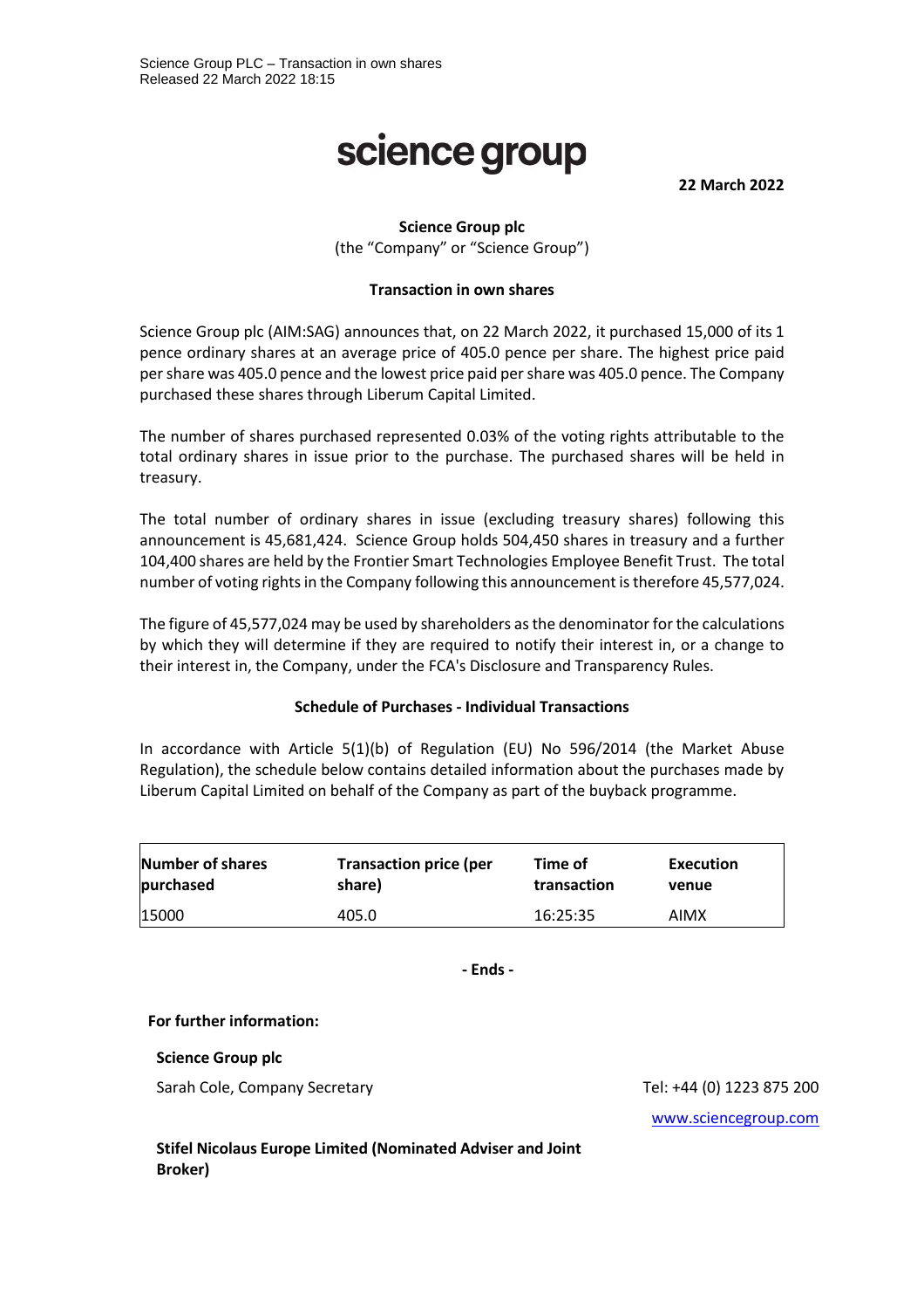Science Group PLC – Transaction in own shares
Released 22 March 2022 18:15

# science group

**22 March 2022**

**Science Group plc**
(the "Company" or "Science Group")

**Transaction in own shares**

Science Group plc (AIM:SAG) announces that, on 22 March 2022, it purchased 15,000 of its 1 pence ordinary shares at an average price of 405.0 pence per share. The highest price paid per share was 405.0 pence and the lowest price paid per share was 405.0 pence. The Company purchased these shares through Liberum Capital Limited.

The number of shares purchased represented 0.03% of the voting rights attributable to the total ordinary shares in issue prior to the purchase. The purchased shares will be held in treasury.

The total number of ordinary shares in issue (excluding treasury shares) following this announcement is 45,681,424. Science Group holds 504,450 shares in treasury and a further 104,400 shares are held by the Frontier Smart Technologies Employee Benefit Trust. The total number of voting rights in the Company following this announcement is therefore 45,577,024.

The figure of 45,577,024 may be used by shareholders as the denominator for the calculations by which they will determine if they are required to notify their interest in, or a change to their interest in, the Company, under the FCA's Disclosure and Transparency Rules.

**Schedule of Purchases - Individual Transactions**

In accordance with Article 5(1)(b) of Regulation (EU) No 596/2014 (the Market Abuse Regulation), the schedule below contains detailed information about the purchases made by Liberum Capital Limited on behalf of the Company as part of the buyback programme.

| Number of shares purchased | Transaction price (per share) | Time of transaction | Execution venue |
|---|---|---|---|
| 15000 | 405.0 | 16:25:35 | AIMX |

**- Ends -**

**For further information:**

**Science Group plc**

Sarah Cole, Company Secretary — Tel: +44 (0) 1223 875 200

www.sciencegroup.com

**Stifel Nicolaus Europe Limited (Nominated Adviser and Joint Broker)**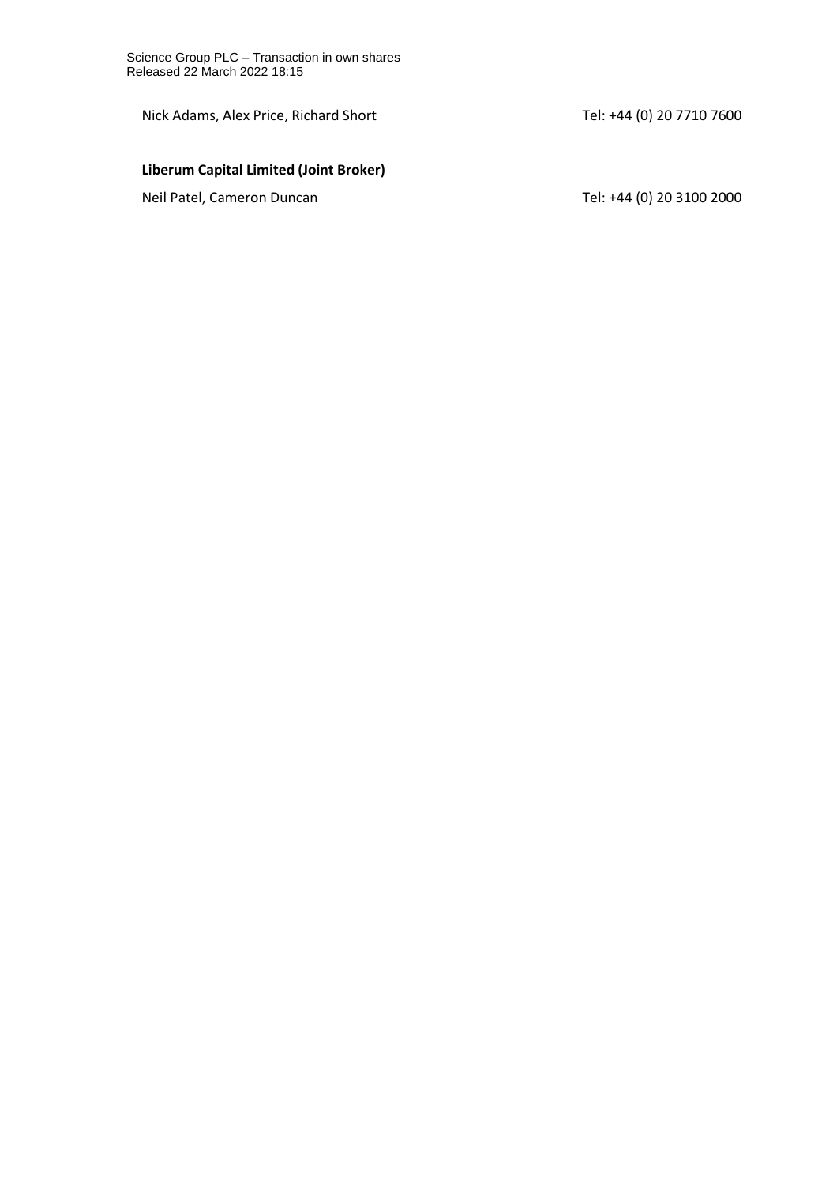Nick Adams, Alex Price, Richard Short Tel: +44 (0) 20 7710 7600

**Liberum Capital Limited (Joint Broker)**

Neil Patel, Cameron Duncan Tel: +44 (0) 20 3100 2000